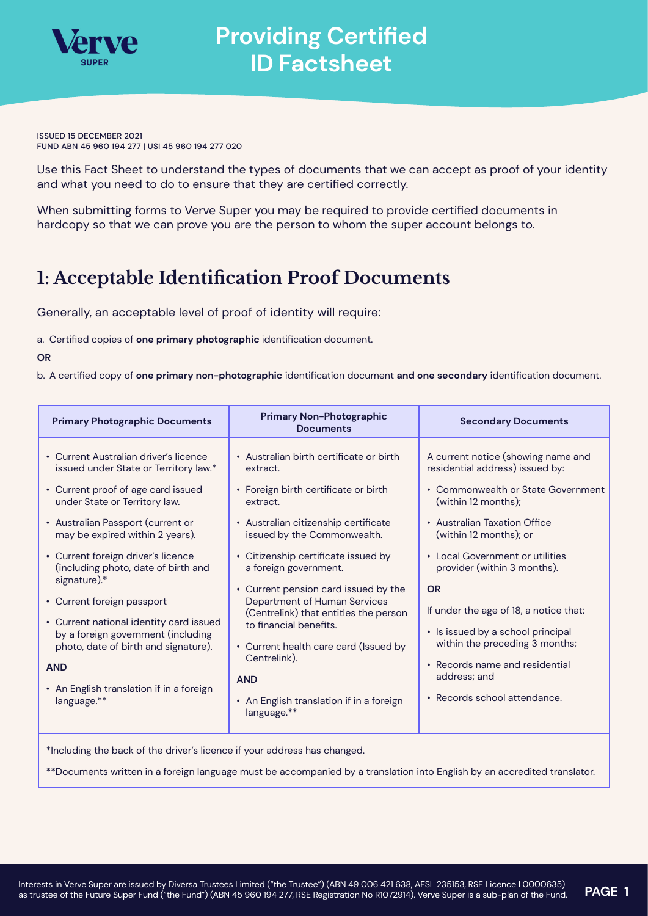# Providing Certified ID Factsheet

ISSUED 15 DECEMBER 2021
FUND ABN 45 960 194 277 | USI 45 960 194 277 020

Use this Fact Sheet to understand the types of documents that we can accept as proof of your identity and what you need to do to ensure that they are certified correctly.

When submitting forms to Verve Super you may be required to provide certified documents in hardcopy so that we can prove you are the person to whom the super account belongs to.

## 1: Acceptable Identification Proof Documents

Generally, an acceptable level of proof of identity will require:

a. Certified copies of **one primary photographic** identification document.

**OR**

b. A certified copy of **one primary non-photographic** identification document **and one secondary** identification document.

| Primary Photographic Documents | Primary Non-Photographic Documents | Secondary Documents |
|---|---|---|
| • Current Australian driver's licence issued under State or Territory law.*<br>• Current proof of age card issued under State or Territory law.<br>• Australian Passport (current or may be expired within 2 years).<br>• Current foreign driver's licence (including photo, date of birth and signature).*<br>• Current foreign passport<br>• Current national identity card issued by a foreign government (including photo, date of birth and signature).<br>**AND**<br>• An English translation if in a foreign language.** | • Australian birth certificate or birth extract.<br>• Foreign birth certificate or birth extract.<br>• Australian citizenship certificate issued by the Commonwealth.<br>• Citizenship certificate issued by a foreign government.<br>• Current pension card issued by the Department of Human Services (Centrelink) that entitles the person to financial benefits.<br>• Current health care card (Issued by Centrelink).<br>**AND**<br>• An English translation if in a foreign language.** | A current notice (showing name and residential address) issued by:<br>• Commonwealth or State Government (within 12 months);<br>• Australian Taxation Office (within 12 months); or<br>• Local Government or utilities provider (within 3 months).<br>**OR**<br>If under the age of 18, a notice that:<br>• Is issued by a school principal within the preceding 3 months;<br>• Records name and residential address; and<br>• Records school attendance. |

*Including the back of the driver's licence if your address has changed.

**Documents written in a foreign language must be accompanied by a translation into English by an accredited translator.

Interests in Verve Super are issued by Diversa Trustees Limited ("the Trustee") (ABN 49 006 421 638, AFSL 235153, RSE Licence L0000635) as trustee of the Future Super Fund ("the Fund") (ABN 45 960 194 277, RSE Registration No R1072914). Verve Super is a sub-plan of the Fund.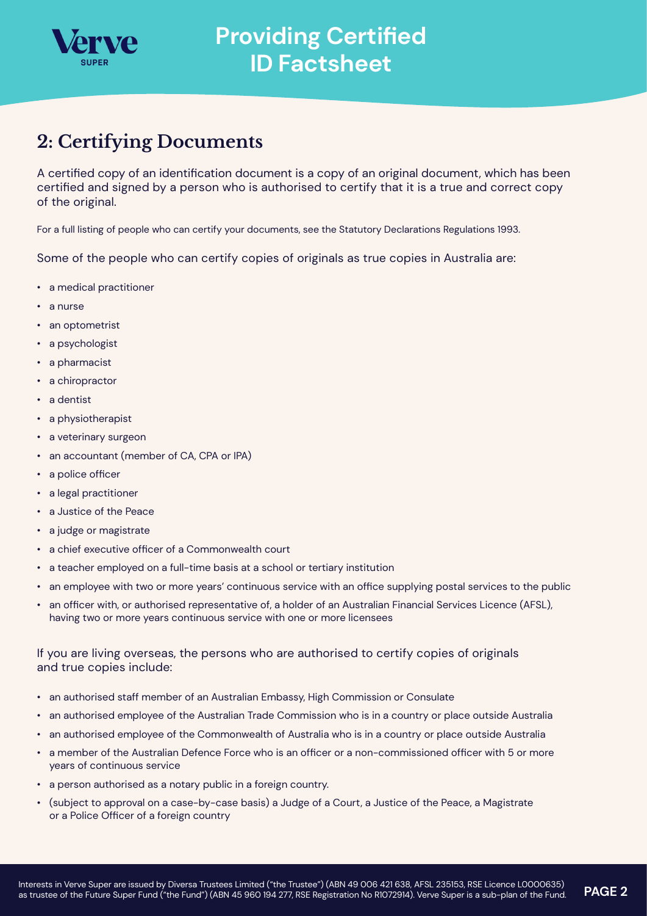# Providing Certified ID Factsheet

## 2: Certifying Documents

A certified copy of an identification document is a copy of an original document, which has been certified and signed by a person who is authorised to certify that it is a true and correct copy of the original.

For a full listing of people who can certify your documents, see the Statutory Declarations Regulations 1993.

Some of the people who can certify copies of originals as true copies in Australia are:

- a medical practitioner
- a nurse
- an optometrist
- a psychologist
- a pharmacist
- a chiropractor
- a dentist
- a physiotherapist
- a veterinary surgeon
- an accountant (member of CA, CPA or IPA)
- a police officer
- a legal practitioner
- a Justice of the Peace
- a judge or magistrate
- a chief executive officer of a Commonwealth court
- a teacher employed on a full-time basis at a school or tertiary institution
- an employee with two or more years' continuous service with an office supplying postal services to the public
- an officer with, or authorised representative of, a holder of an Australian Financial Services Licence (AFSL), having two or more years continuous service with one or more licensees

If you are living overseas, the persons who are authorised to certify copies of originals and true copies include:

- an authorised staff member of an Australian Embassy, High Commission or Consulate
- an authorised employee of the Australian Trade Commission who is in a country or place outside Australia
- an authorised employee of the Commonwealth of Australia who is in a country or place outside Australia
- a member of the Australian Defence Force who is an officer or a non-commissioned officer with 5 or more years of continuous service
- a person authorised as a notary public in a foreign country.
- (subject to approval on a case-by-case basis) a Judge of a Court, a Justice of the Peace, a Magistrate or a Police Officer of a foreign country

Interests in Verve Super are issued by Diversa Trustees Limited ("the Trustee") (ABN 49 006 421 638, AFSL 235153, RSE Licence L0000635) as trustee of the Future Super Fund ("the Fund") (ABN 45 960 194 277, RSE Registration No R1072914). Verve Super is a sub-plan of the Fund.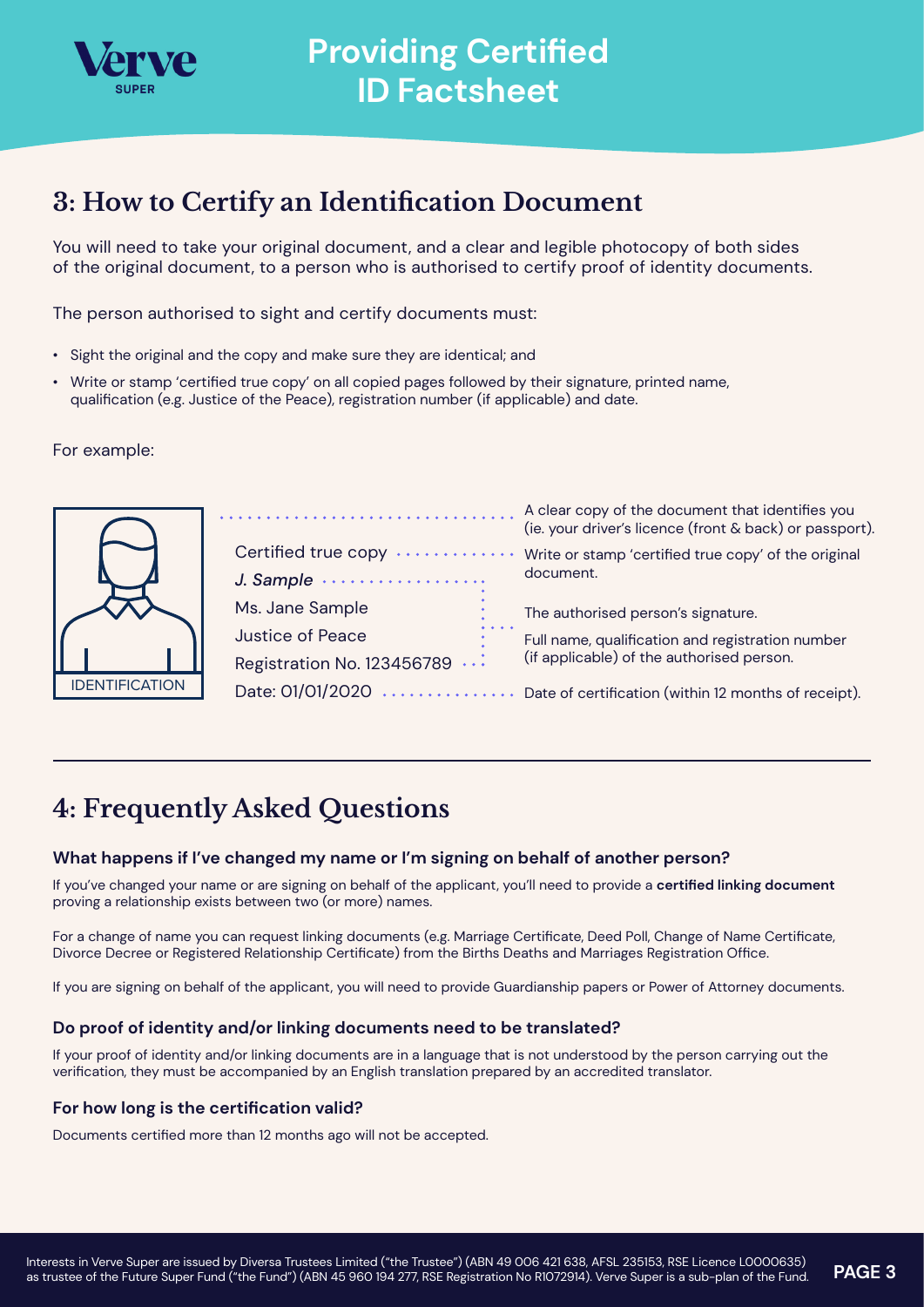# Providing Certified ID Factsheet

## 3: How to Certify an Identification Document

You will need to take your original document, and a clear and legible photocopy of both sides of the original document, to a person who is authorised to certify proof of identity documents.

The person authorised to sight and certify documents must:

- Sight the original and the copy and make sure they are identical; and
- Write or stamp 'certified true copy' on all copied pages followed by their signature, printed name, qualification (e.g. Justice of the Peace), registration number (if applicable) and date.

For example:

IDENTIFICATION

A clear copy of the document that identifies you (ie. your driver's licence (front & back) or passport).

Certified true copy — Write or stamp 'certified true copy' of the original document.

*J. Sample* — The authorised person's signature.

Ms. Jane Sample
Justice of Peace
Registration No. 123456789 — Full name, qualification and registration number (if applicable) of the authorised person.

Date: 01/01/2020 — Date of certification (within 12 months of receipt).

## 4: Frequently Asked Questions

### What happens if I've changed my name or I'm signing on behalf of another person?

If you've changed your name or are signing on behalf of the applicant, you'll need to provide a **certified linking document** proving a relationship exists between two (or more) names.

For a change of name you can request linking documents (e.g. Marriage Certificate, Deed Poll, Change of Name Certificate, Divorce Decree or Registered Relationship Certificate) from the Births Deaths and Marriages Registration Office.

If you are signing on behalf of the applicant, you will need to provide Guardianship papers or Power of Attorney documents.

### Do proof of identity and/or linking documents need to be translated?

If your proof of identity and/or linking documents are in a language that is not understood by the person carrying out the verification, they must be accompanied by an English translation prepared by an accredited translator.

### For how long is the certification valid?

Documents certified more than 12 months ago will not be accepted.

Interests in Verve Super are issued by Diversa Trustees Limited ("the Trustee") (ABN 49 006 421 638, AFSL 235153, RSE Licence L0000635) as trustee of the Future Super Fund ("the Fund") (ABN 45 960 194 277, RSE Registration No R1072914). Verve Super is a sub-plan of the Fund.